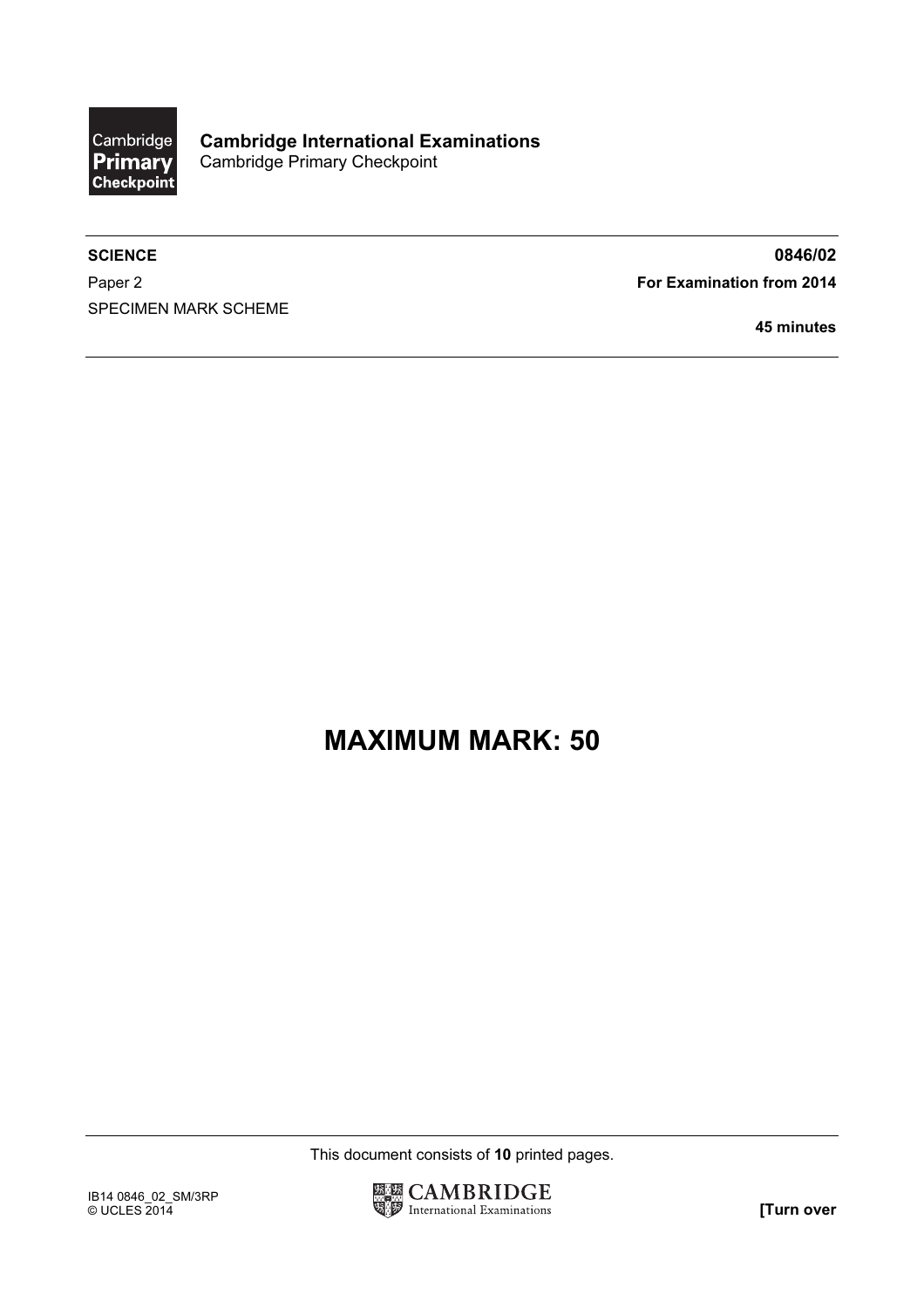**Cambridge International Examinations**
Cambridge Primary Checkpoint

---

**SCIENCE** **0846/02**

Paper 2 **For Examination from 2014**

SPECIMEN MARK SCHEME

**45 minutes**

---

# MAXIMUM MARK: 50

---

This document consists of **10** printed pages.

IB14 0846_02_SM/3RP
© UCLES 2014

**[Turn over**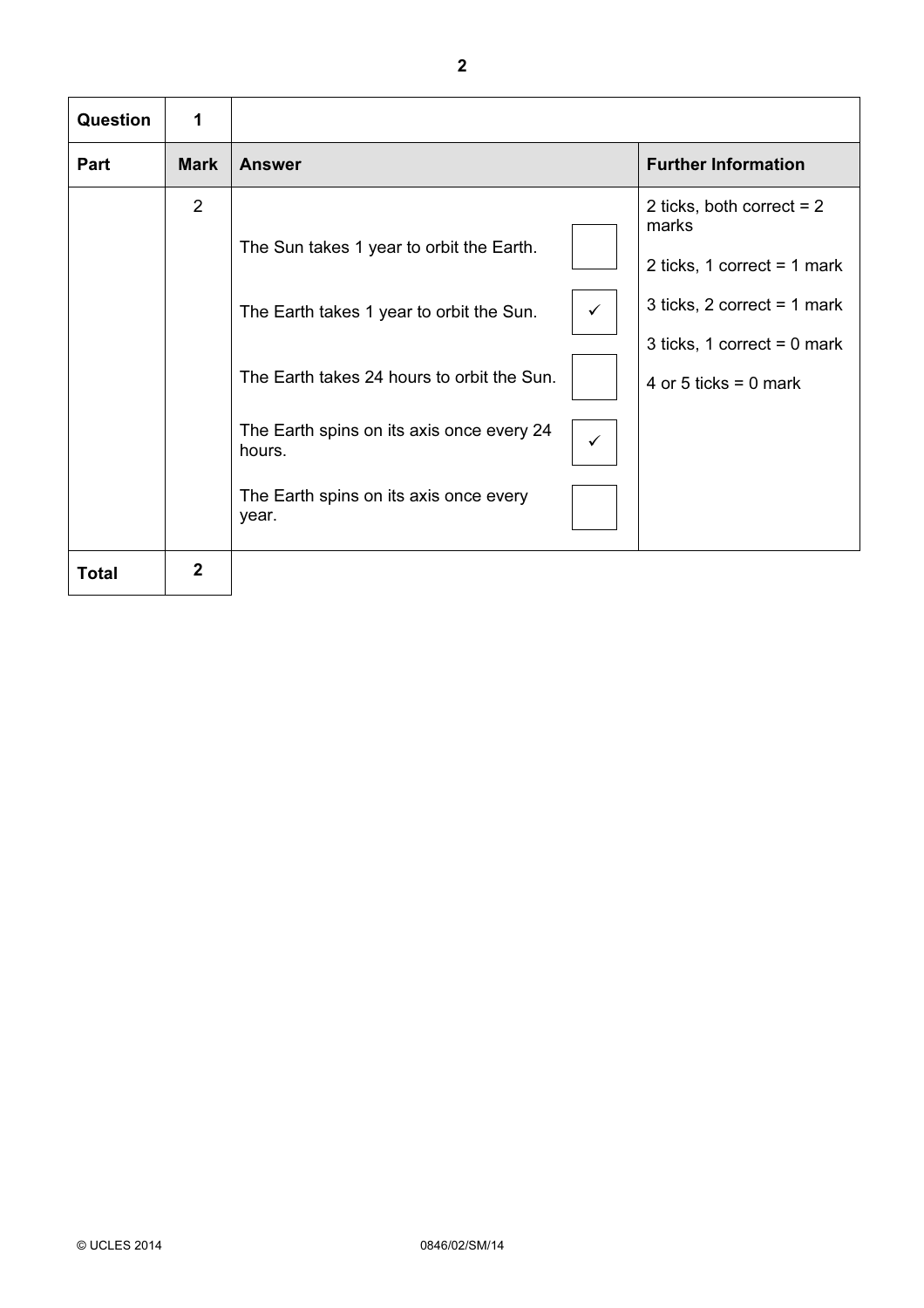| Question | 1 | | | |
|---|---|---|---|---|
| **Part** | **Mark** | **Answer** | | **Further Information** |
| | 2 | The Sun takes 1 year to orbit the Earth. | | 2 ticks, both correct = 2 marks |
| | | The Earth takes 1 year to orbit the Sun. | ✓ | 2 ticks, 1 correct = 1 mark |
| | | The Earth takes 24 hours to orbit the Sun. | | 3 ticks, 2 correct = 1 mark |
| | | The Earth spins on its axis once every 24 hours. | ✓ | 3 ticks, 1 correct = 0 mark |
| | | The Earth spins on its axis once every year. | | 4 or 5 ticks = 0 mark |
| **Total** | **2** | | | |

© UCLES 2014 0846/02/SM/14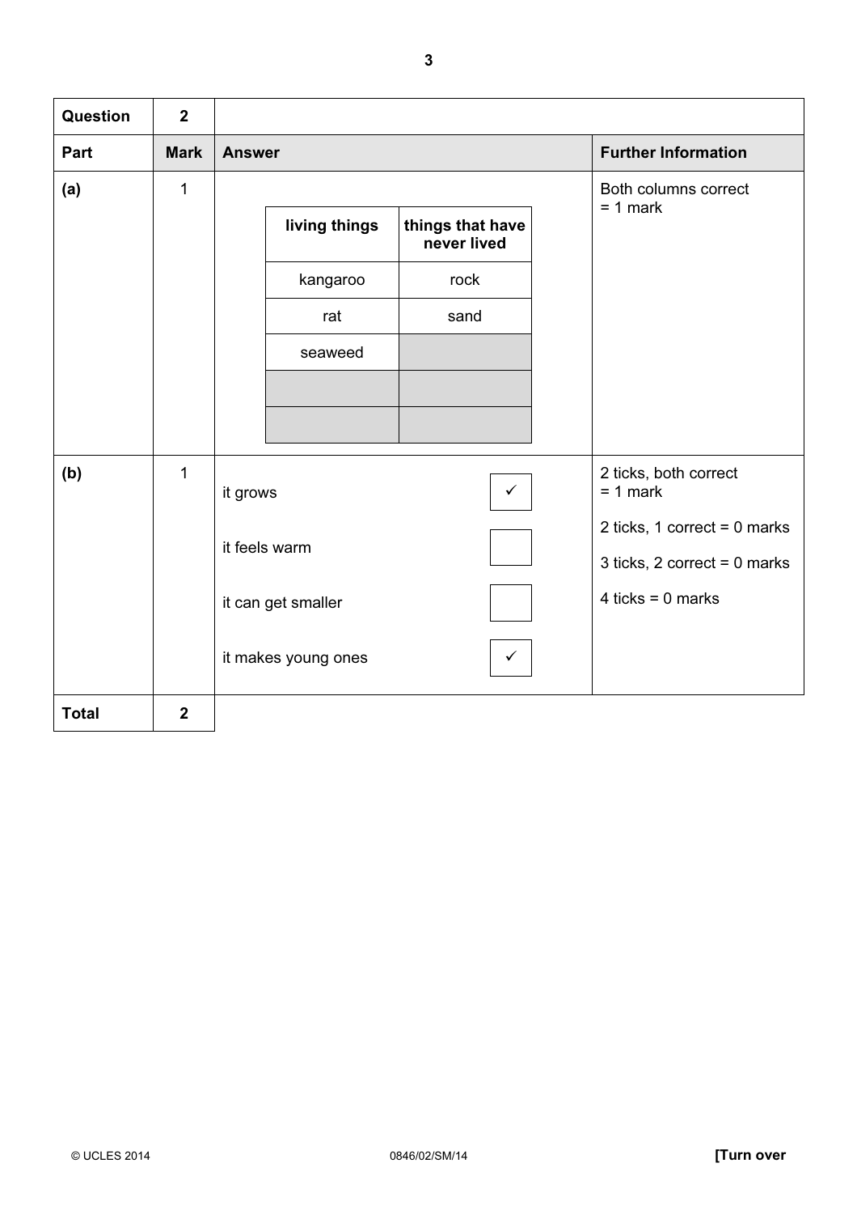| Question | 2 | | |
|---|---|---|---|
| **Part** | **Mark** | **Answer** | **Further Information** |
| (a) | 1 | see table below | Both columns correct = 1 mark |
| (b) | 1 | see ticks below | 2 ticks, both correct = 1 mark<br><br>2 ticks, 1 correct = 0 marks<br><br>3 ticks, 2 correct = 0 marks<br><br>4 ticks = 0 marks |
| **Total** | **2** | | |

**(a)**

| living things | things that have never lived |
|---|---|
| kangaroo | rock |
| rat | sand |
| seaweed | |
| | |
| | |

**(b)**

| | |
|---|---|
| it grows | ✓ |
| it feels warm | |
| it can get smaller | |
| it makes young ones | ✓ |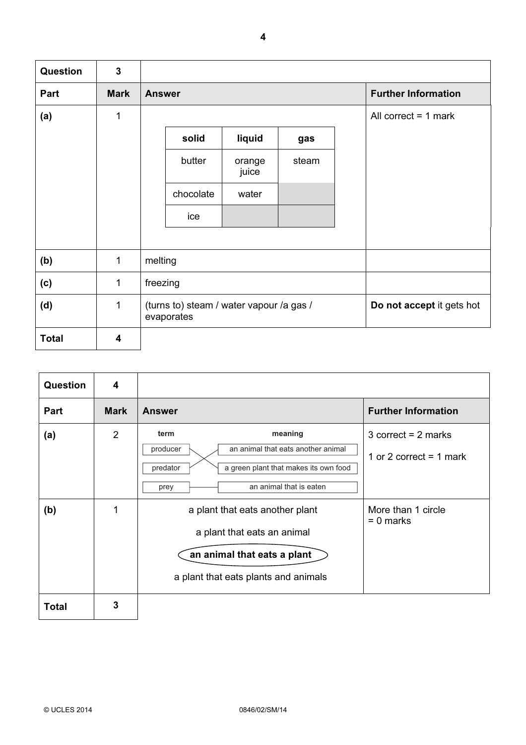| Question | 3 | | |
|---|---|---|---|
| **Part** | **Mark** | **Answer** | **Further Information** |
| **(a)** | 1 | see table below | All correct = 1 mark |
| **(b)** | 1 | melting | |
| **(c)** | 1 | freezing | |
| **(d)** | 1 | (turns to) steam / water vapour /a gas / evaporates | **Do not accept** it gets hot |
| **Total** | 4 | | |

Question 3 (a):

| solid | liquid | gas |
|---|---|---|
| butter | orange juice | steam |
| chocolate | water | |
| ice | | |

| Question | 4 | | |
|---|---|---|---|
| **Part** | **Mark** | **Answer** | **Further Information** |
| **(a)** | 2 | see matching below | 3 correct = 2 marks<br>1 or 2 correct = 1 mark |
| **(b)** | 1 | a plant that eats another plant<br>a plant that eats an animal<br>**an animal that eats a plant** (circled)<br>a plant that eats plants and animals | More than 1 circle = 0 marks |
| **Total** | 3 | | |

Question 4 (a):

| term | meaning |
|---|---|
| producer | a green plant that makes its own food |
| predator | an animal that eats another animal |
| prey | an animal that is eaten |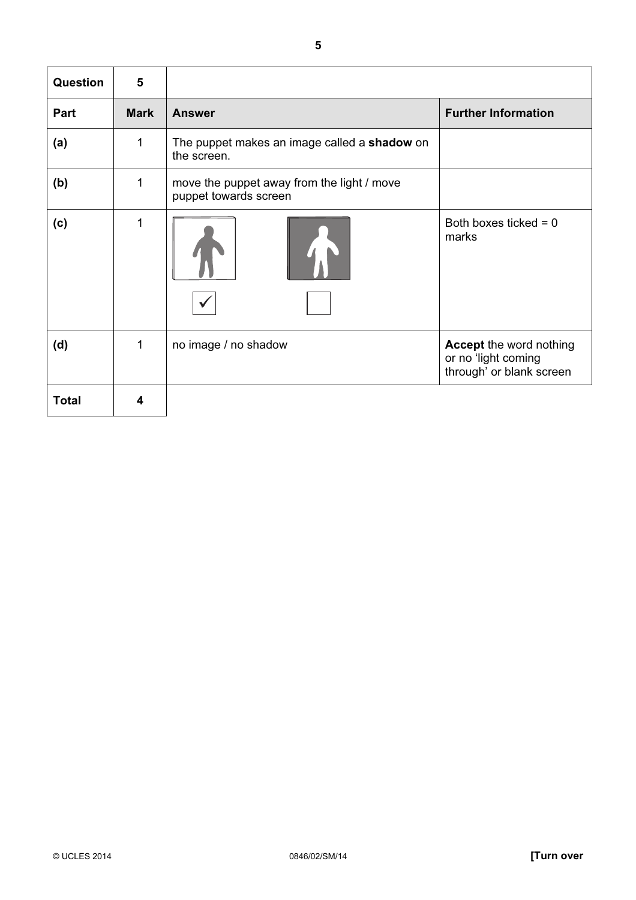| Question | 5 | | |
|---|---|---|---|
| **Part** | **Mark** | **Answer** | **Further Information** |
| **(a)** | 1 | The puppet makes an image called a **shadow** on the screen. | |
| **(b)** | 1 | move the puppet away from the light / move puppet towards screen | |
| **(c)** | 1 | ✓ (first box ticked) / (second box not ticked) | Both boxes ticked = 0 marks |
| **(d)** | 1 | no image / no shadow | **Accept** the word nothing or no 'light coming through' or blank screen |
| **Total** | **4** | | |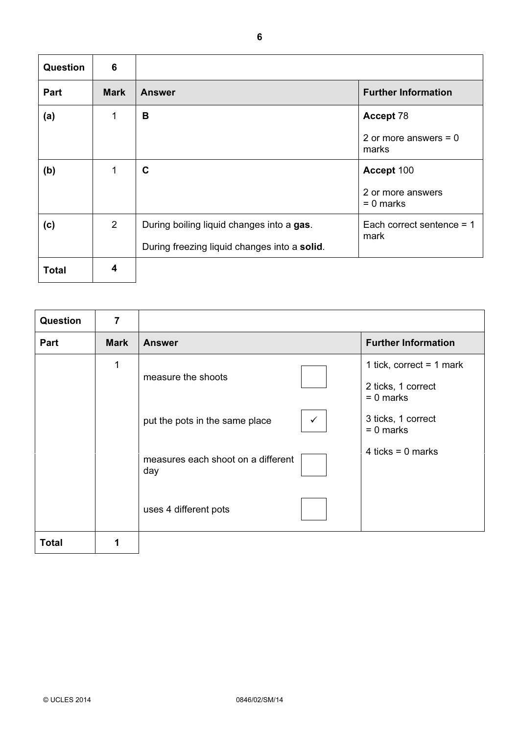| Question | 6 | | |
|---|---|---|---|
| **Part** | **Mark** | **Answer** | **Further Information** |
| **(a)** | 1 | **B** | **Accept** 78<br><br>2 or more answers = 0 marks |
| **(b)** | 1 | **C** | **Accept** 100<br><br>2 or more answers = 0 marks |
| **(c)** | 2 | During boiling liquid changes into a **gas**.<br><br>During freezing liquid changes into a **solid**. | Each correct sentence = 1 mark |
| **Total** | **4** | | |

| Question | 7 | | | |
|---|---|---|---|---|
| **Part** | **Mark** | **Answer** | | **Further Information** |
| | 1 | measure the shoots | ☐ | 1 tick, correct = 1 mark<br><br>2 ticks, 1 correct = 0 marks<br><br>3 ticks, 1 correct = 0 marks<br><br>4 ticks = 0 marks |
| | | put the pots in the same place | ✓ | |
| | | measures each shoot on a different day | ☐ | |
| | | uses 4 different pots | ☐ | |
| **Total** | **1** | | | |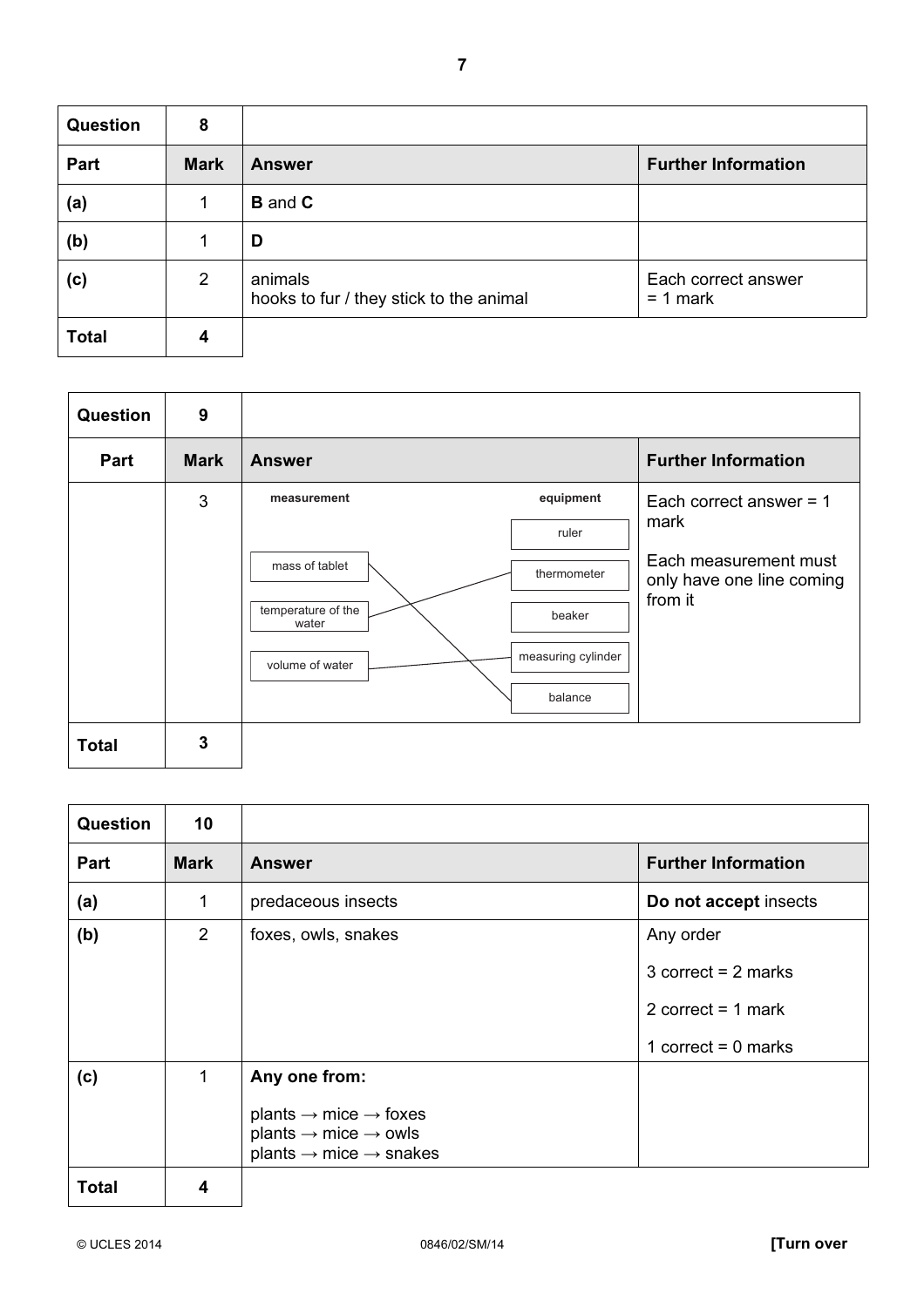| Question | 8 | | |
|---|---|---|---|
| **Part** | **Mark** | **Answer** | **Further Information** |
| **(a)** | 1 | **B** and **C** | |
| **(b)** | 1 | **D** | |
| **(c)** | 2 | animals<br>hooks to fur / they stick to the animal | Each correct answer = 1 mark |
| **Total** | **4** | | |

| Question | 9 | | |
|---|---|---|---|
| **Part** | **Mark** | **Answer** | **Further Information** |
| | 3 | **measurement** → **equipment**<br>mass of tablet → balance<br>temperature of the water → thermometer<br>volume of water → measuring cylinder<br>(equipment options: ruler, thermometer, beaker, measuring cylinder, balance) | Each correct answer = 1 mark<br><br>Each measurement must only have one line coming from it |
| **Total** | **3** | | |

| Question | 10 | | |
|---|---|---|---|
| **Part** | **Mark** | **Answer** | **Further Information** |
| **(a)** | 1 | predaceous insects | **Do not accept** insects |
| **(b)** | 2 | foxes, owls, snakes | Any order<br><br>3 correct = 2 marks<br><br>2 correct = 1 mark<br><br>1 correct = 0 marks |
| **(c)** | 1 | **Any one from:**<br><br>plants → mice → foxes<br>plants → mice → owls<br>plants → mice → snakes | |
| **Total** | **4** | | |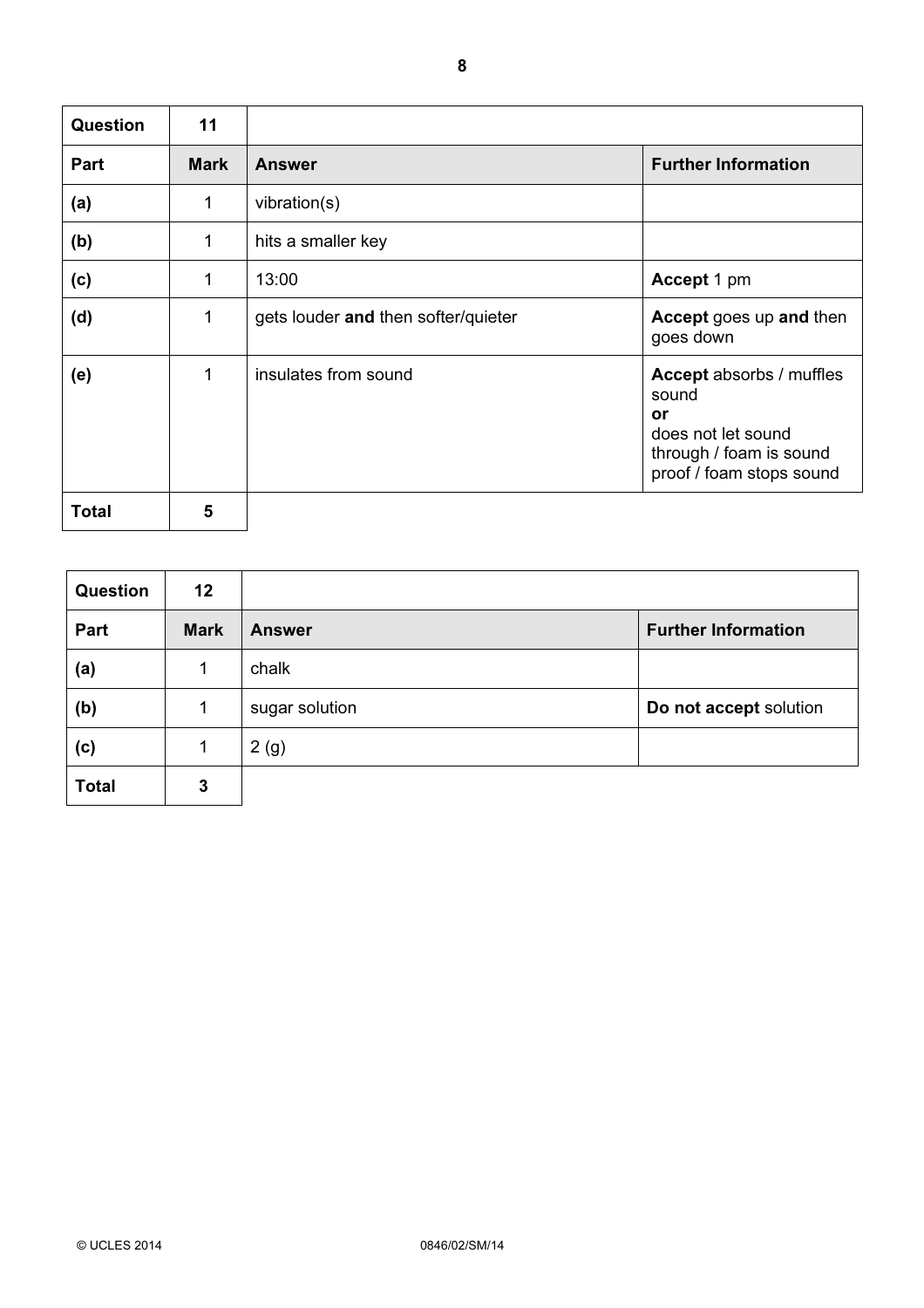| Question | 11 | | |
|---|---|---|---|
| **Part** | **Mark** | **Answer** | **Further Information** |
| **(a)** | 1 | vibration(s) | |
| **(b)** | 1 | hits a smaller key | |
| **(c)** | 1 | 13:00 | **Accept** 1 pm |
| **(d)** | 1 | gets louder **and** then softer/quieter | **Accept** goes up **and** then goes down |
| **(e)** | 1 | insulates from sound | **Accept** absorbs / muffles sound **or** does not let sound through / foam is sound proof / foam stops sound |
| **Total** | 5 | | |

| Question | 12 | | |
|---|---|---|---|
| **Part** | **Mark** | **Answer** | **Further Information** |
| **(a)** | 1 | chalk | |
| **(b)** | 1 | sugar solution | **Do not accept** solution |
| **(c)** | 1 | 2 (g) | |
| **Total** | 3 | | |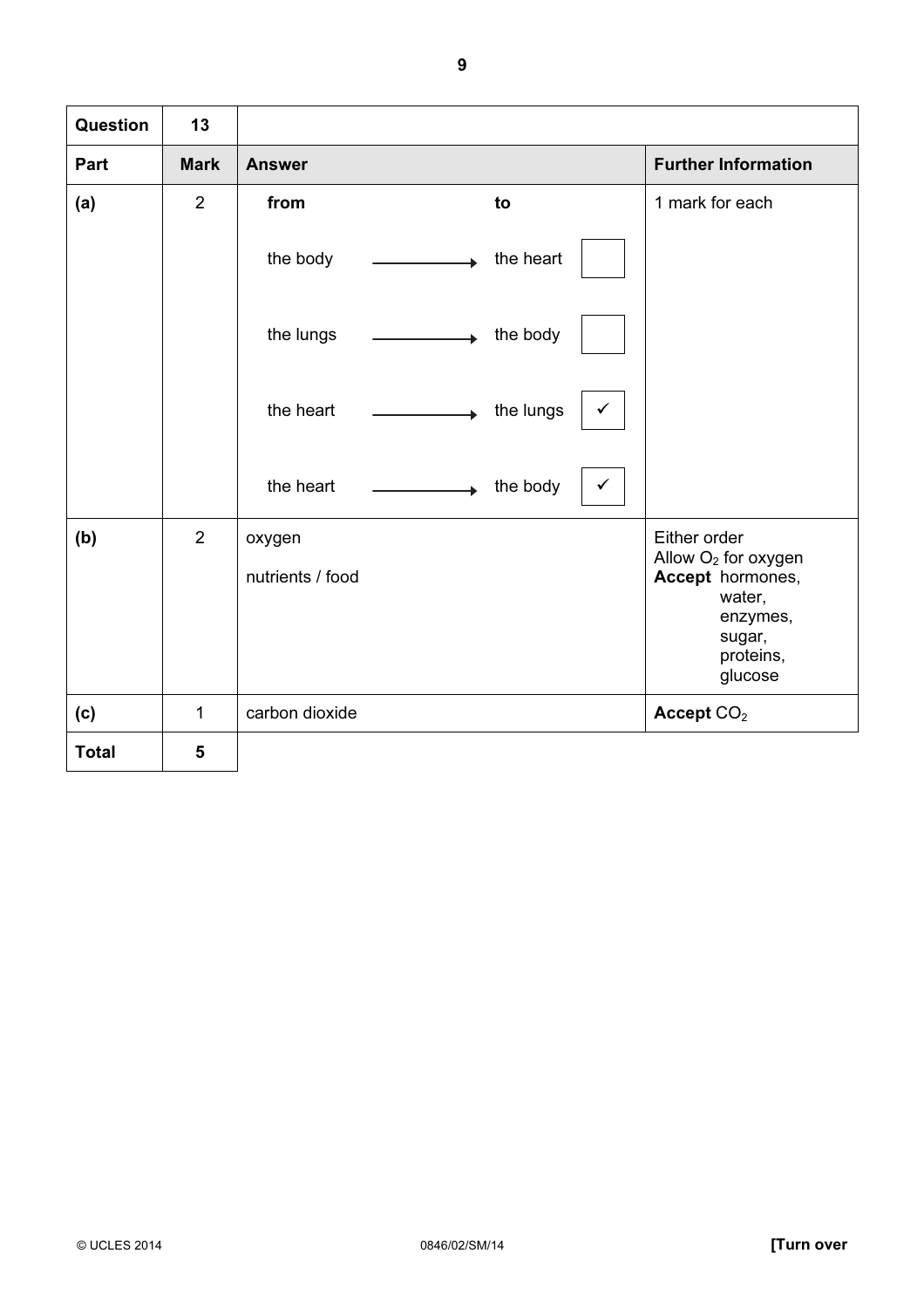| Question | 13 | | |
|---|---|---|---|
| **Part** | **Mark** | **Answer** | **Further Information** |
| **(a)** | 2 | **from** → **to**<br>the body → the heart ☐<br>the lungs → the body ☐<br>the heart → the lungs ✓<br>the heart → the body ✓ | 1 mark for each |
| **(b)** | 2 | oxygen<br>nutrients / food | Either order<br>Allow $O_2$ for oxygen<br>**Accept** hormones, water, enzymes, sugar, proteins, glucose |
| **(c)** | 1 | carbon dioxide | **Accept** $CO_2$ |
| **Total** | **5** | | |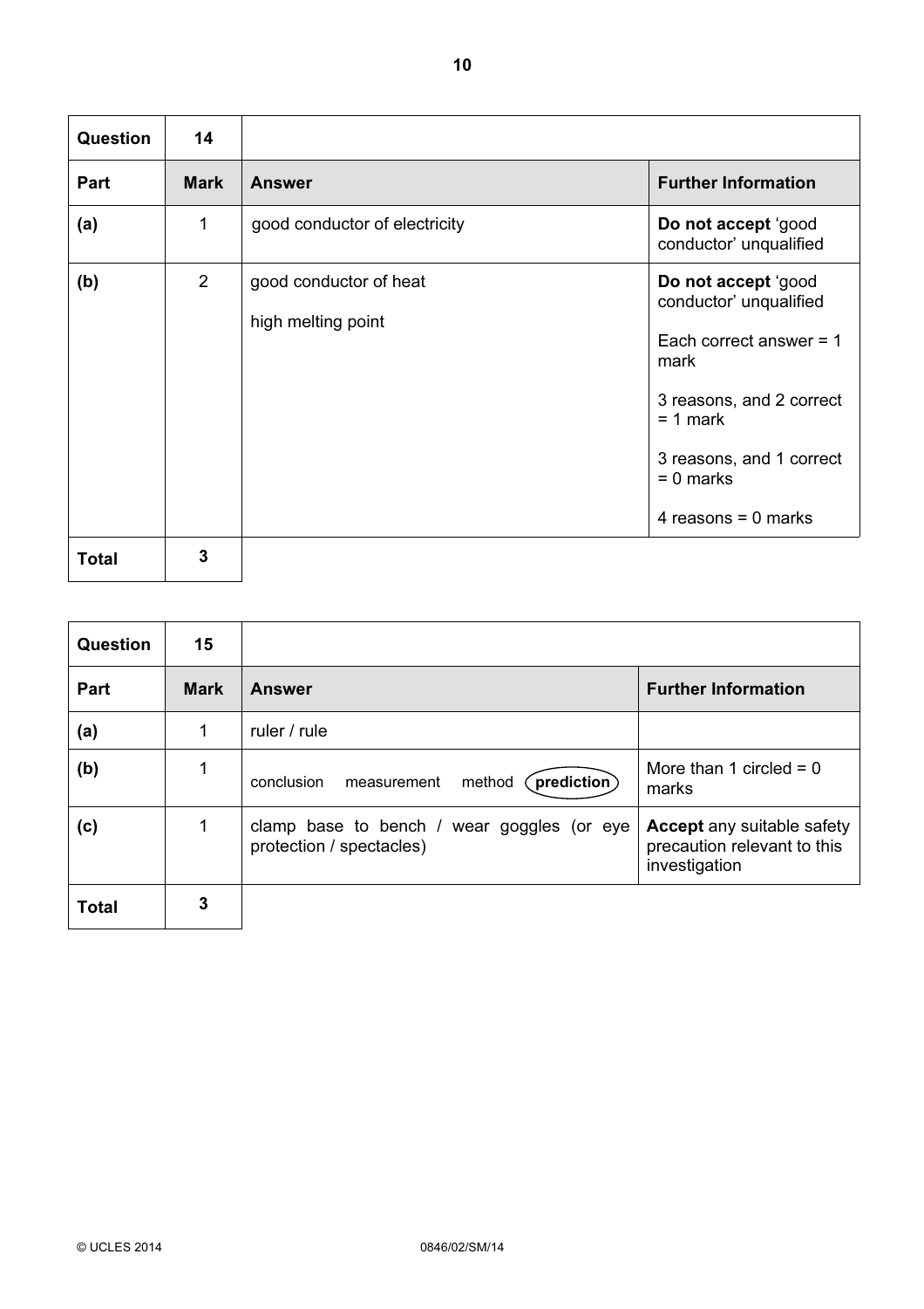| Question | 14 | | |
|---|---|---|---|
| **Part** | **Mark** | **Answer** | **Further Information** |
| **(a)** | 1 | good conductor of electricity | **Do not accept** 'good conductor' unqualified |
| **(b)** | 2 | good conductor of heat<br><br>high melting point | **Do not accept** 'good conductor' unqualified<br><br>Each correct answer = 1 mark<br><br>3 reasons, and 2 correct = 1 mark<br><br>3 reasons, and 1 correct = 0 marks<br><br>4 reasons = 0 marks |
| **Total** | **3** | | |

| Question | 15 | | |
|---|---|---|---|
| **Part** | **Mark** | **Answer** | **Further Information** |
| **(a)** | 1 | ruler / rule | |
| **(b)** | 1 | conclusion measurement method (**prediction**) | More than 1 circled = 0 marks |
| **(c)** | 1 | clamp base to bench / wear goggles (or eye protection / spectacles) | **Accept** any suitable safety precaution relevant to this investigation |
| **Total** | **3** | | |